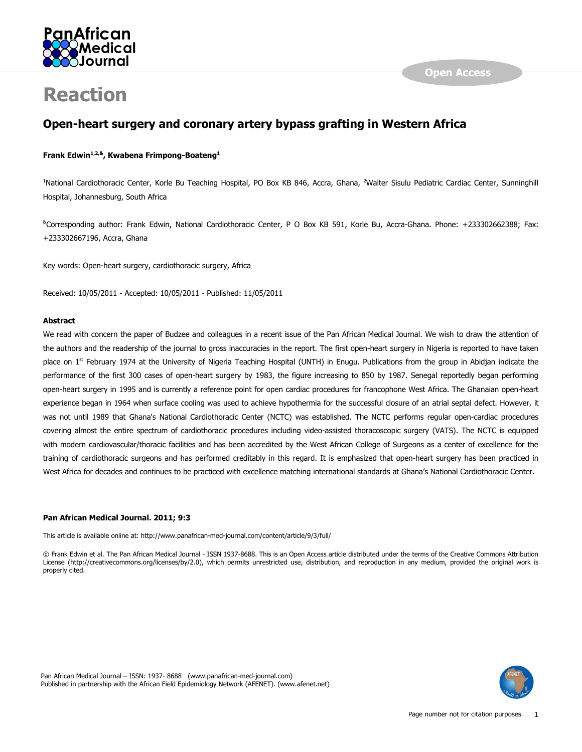# Reaction

## Open-heart surgery and coronary artery bypass grafting in Western Africa

**Frank Edwin[1,2,&], Kwabena Frimpong-Boateng[1]**

[1]National Cardiothoracic Center, Korle Bu Teaching Hospital, PO Box KB 846, Accra, Ghana, [2]Walter Sisulu Pediatric Cardiac Center, Sunninghill Hospital, Johannesburg, South Africa

[&]Corresponding author: Frank Edwin, National Cardiothoracic Center, P O Box KB 591, Korle Bu, Accra-Ghana. Phone: +233302662388; Fax: +233302667196, Accra, Ghana

Key words: Open-heart surgery, cardiothoracic surgery, Africa

Received: 10/05/2011 - Accepted: 10/05/2011 - Published: 11/05/2011

### Abstract

We read with concern the paper of Budzee and colleagues in a recent issue of the Pan African Medical Journal. We wish to draw the attention of the authors and the readership of the journal to gross inaccuracies in the report. The first open-heart surgery in Nigeria is reported to have taken place on 1st February 1974 at the University of Nigeria Teaching Hospital (UNTH) in Enugu. Publications from the group in Abidjan indicate the performance of the first 300 cases of open-heart surgery by 1983, the figure increasing to 850 by 1987. Senegal reportedly began performing open-heart surgery in 1995 and is currently a reference point for open cardiac procedures for francophone West Africa. The Ghanaian open-heart experience began in 1964 when surface cooling was used to achieve hypothermia for the successful closure of an atrial septal defect. However, it was not until 1989 that Ghana's National Cardiothoracic Center (NCTC) was established. The NCTC performs regular open-cardiac procedures covering almost the entire spectrum of cardiothoracic procedures including video-assisted thoracoscopic surgery (VATS). The NCTC is equipped with modern cardiovascular/thoracic facilities and has been accredited by the West African College of Surgeons as a center of excellence for the training of cardiothoracic surgeons and has performed creditably in this regard. It is emphasized that open-heart surgery has been practiced in West Africa for decades and continues to be practiced with excellence matching international standards at Ghana's National Cardiothoracic Center.

**Pan African Medical Journal. 2011; 9:3**

This article is available online at: http://www.panafrican-med-journal.com/content/article/9/3/full/

© Frank Edwin et al. The Pan African Medical Journal - ISSN 1937-8688. This is an Open Access article distributed under the terms of the Creative Commons Attribution License (http://creativecommons.org/licenses/by/2.0), which permits unrestricted use, distribution, and reproduction in any medium, provided the original work is properly cited.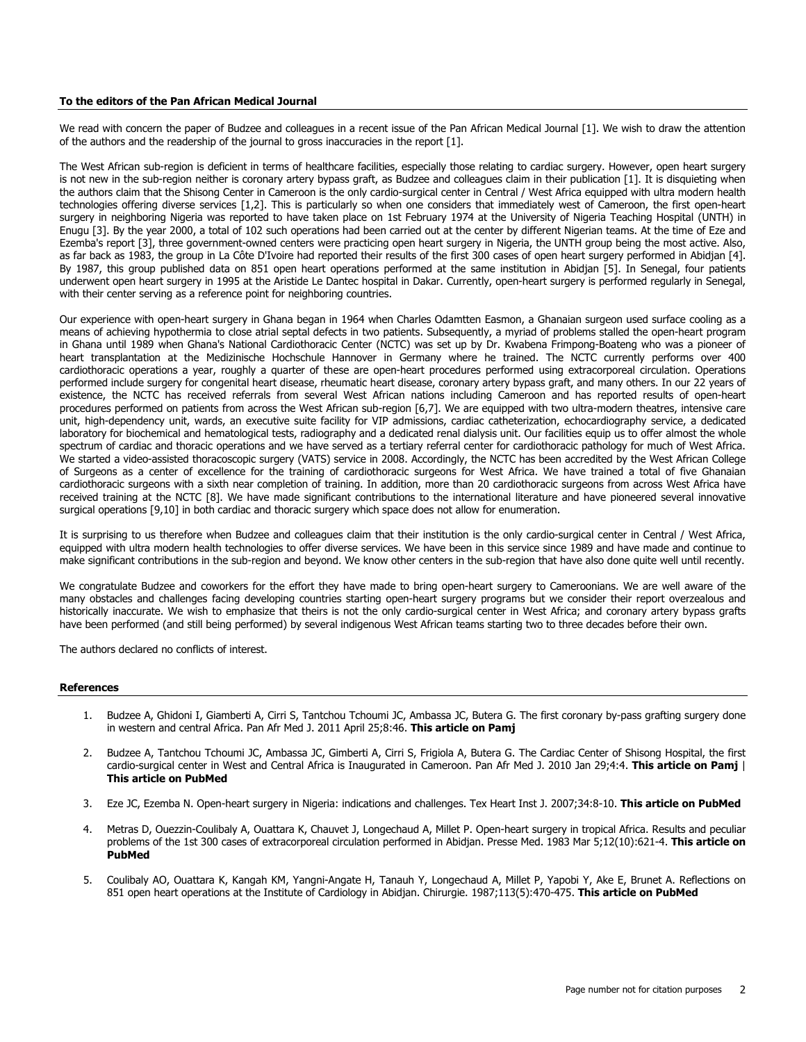**To the editors of the Pan African Medical Journal**

We read with concern the paper of Budzee and colleagues in a recent issue of the Pan African Medical Journal [1]. We wish to draw the attention of the authors and the readership of the journal to gross inaccuracies in the report [1].

The West African sub-region is deficient in terms of healthcare facilities, especially those relating to cardiac surgery. However, open heart surgery is not new in the sub-region neither is coronary artery bypass graft, as Budzee and colleagues claim in their publication [1]. It is disquieting when the authors claim that the Shisong Center in Cameroon is the only cardio-surgical center in Central / West Africa equipped with ultra modern health technologies offering diverse services [1,2]. This is particularly so when one considers that immediately west of Cameroon, the first open-heart surgery in neighboring Nigeria was reported to have taken place on 1st February 1974 at the University of Nigeria Teaching Hospital (UNTH) in Enugu [3]. By the year 2000, a total of 102 such operations had been carried out at the center by different Nigerian teams. At the time of Eze and Ezemba's report [3], three government-owned centers were practicing open heart surgery in Nigeria, the UNTH group being the most active. Also, as far back as 1983, the group in La Côte D'Ivoire had reported their results of the first 300 cases of open heart surgery performed in Abidjan [4]. By 1987, this group published data on 851 open heart operations performed at the same institution in Abidjan [5]. In Senegal, four patients underwent open heart surgery in 1995 at the Aristide Le Dantec hospital in Dakar. Currently, open-heart surgery is performed regularly in Senegal, with their center serving as a reference point for neighboring countries.

Our experience with open-heart surgery in Ghana began in 1964 when Charles Odamtten Easmon, a Ghanaian surgeon used surface cooling as a means of achieving hypothermia to close atrial septal defects in two patients. Subsequently, a myriad of problems stalled the open-heart program in Ghana until 1989 when Ghana's National Cardiothoracic Center (NCTC) was set up by Dr. Kwabena Frimpong-Boateng who was a pioneer of heart transplantation at the Medizinische Hochschule Hannover in Germany where he trained. The NCTC currently performs over 400 cardiothoracic operations a year, roughly a quarter of these are open-heart procedures performed using extracorporeal circulation. Operations performed include surgery for congenital heart disease, rheumatic heart disease, coronary artery bypass graft, and many others. In our 22 years of existence, the NCTC has received referrals from several West African nations including Cameroon and has reported results of open-heart procedures performed on patients from across the West African sub-region [6,7]. We are equipped with two ultra-modern theatres, intensive care unit, high-dependency unit, wards, an executive suite facility for VIP admissions, cardiac catheterization, echocardiography service, a dedicated laboratory for biochemical and hematological tests, radiography and a dedicated renal dialysis unit. Our facilities equip us to offer almost the whole spectrum of cardiac and thoracic operations and we have served as a tertiary referral center for cardiothoracic pathology for much of West Africa. We started a video-assisted thoracoscopic surgery (VATS) service in 2008. Accordingly, the NCTC has been accredited by the West African College of Surgeons as a center of excellence for the training of cardiothoracic surgeons for West Africa. We have trained a total of five Ghanaian cardiothoracic surgeons with a sixth near completion of training. In addition, more than 20 cardiothoracic surgeons from across West Africa have received training at the NCTC [8]. We have made significant contributions to the international literature and have pioneered several innovative surgical operations [9,10] in both cardiac and thoracic surgery which space does not allow for enumeration.

It is surprising to us therefore when Budzee and colleagues claim that their institution is the only cardio-surgical center in Central / West Africa, equipped with ultra modern health technologies to offer diverse services. We have been in this service since 1989 and have made and continue to make significant contributions in the sub-region and beyond. We know other centers in the sub-region that have also done quite well until recently.

We congratulate Budzee and coworkers for the effort they have made to bring open-heart surgery to Cameroonians. We are well aware of the many obstacles and challenges facing developing countries starting open-heart surgery programs but we consider their report overzealous and historically inaccurate. We wish to emphasize that theirs is not the only cardio-surgical center in West Africa; and coronary artery bypass grafts have been performed (and still being performed) by several indigenous West African teams starting two to three decades before their own.

The authors declared no conflicts of interest.

**References**

1. Budzee A, Ghidoni I, Giamberti A, Cirri S, Tantchou Tchoumi JC, Ambassa JC, Butera G. The first coronary by-pass grafting surgery done in western and central Africa. Pan Afr Med J. 2011 April 25;8:46. **This article on Pamj**

2. Budzee A, Tantchou Tchoumi JC, Ambassa JC, Gimberti A, Cirri S, Frigiola A, Butera G. The Cardiac Center of Shisong Hospital, the first cardio-surgical center in West and Central Africa is Inaugurated in Cameroon. Pan Afr Med J. 2010 Jan 29;4:4. **This article on Pamj** | **This article on PubMed**

3. Eze JC, Ezemba N. Open-heart surgery in Nigeria: indications and challenges. Tex Heart Inst J. 2007;34:8-10. **This article on PubMed**

4. Metras D, Ouezzin-Coulibaly A, Ouattara K, Chauvet J, Longechaud A, Millet P. Open-heart surgery in tropical Africa. Results and peculiar problems of the 1st 300 cases of extracorporeal circulation performed in Abidjan. Presse Med. 1983 Mar 5;12(10):621-4. **This article on PubMed**

5. Coulibaly AO, Ouattara K, Kangah KM, Yangni-Angate H, Tanauh Y, Longechaud A, Millet P, Yapobi Y, Ake E, Brunet A. Reflections on 851 open heart operations at the Institute of Cardiology in Abidjan. Chirurgie. 1987;113(5):470-475. **This article on PubMed**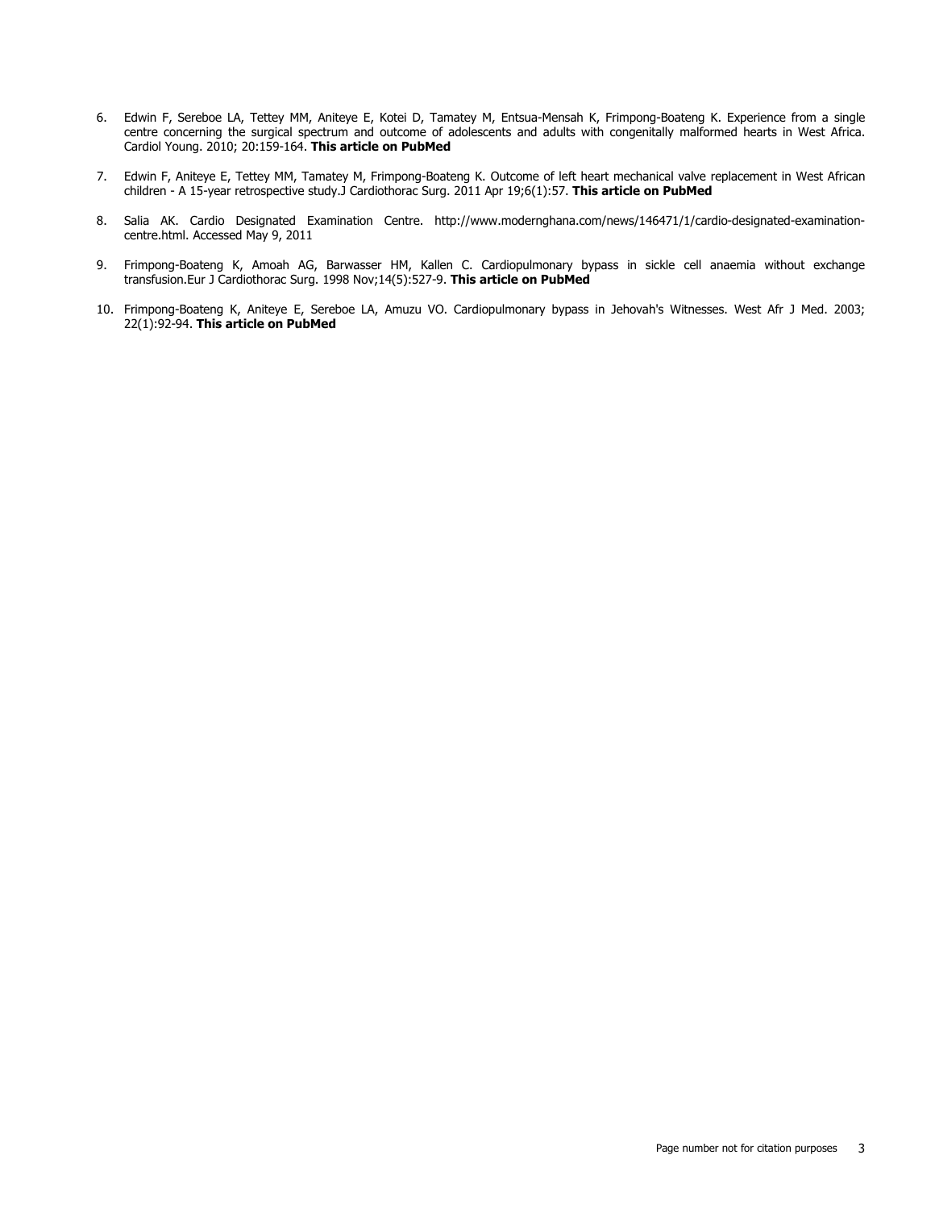6. Edwin F, Sereboe LA, Tettey MM, Aniteye E, Kotei D, Tamatey M, Entsua-Mensah K, Frimpong-Boateng K. Experience from a single centre concerning the surgical spectrum and outcome of adolescents and adults with congenitally malformed hearts in West Africa. Cardiol Young. 2010; 20:159-164. **This article on PubMed**

7. Edwin F, Aniteye E, Tettey MM, Tamatey M, Frimpong-Boateng K. Outcome of left heart mechanical valve replacement in West African children - A 15-year retrospective study.J Cardiothorac Surg. 2011 Apr 19;6(1):57. **This article on PubMed**

8. Salia AK. Cardio Designated Examination Centre. http://www.modernghana.com/news/146471/1/cardio-designated-examination-centre.html. Accessed May 9, 2011

9. Frimpong-Boateng K, Amoah AG, Barwasser HM, Kallen C. Cardiopulmonary bypass in sickle cell anaemia without exchange transfusion.Eur J Cardiothorac Surg. 1998 Nov;14(5):527-9. **This article on PubMed**

10. Frimpong-Boateng K, Aniteye E, Sereboe LA, Amuzu VO. Cardiopulmonary bypass in Jehovah's Witnesses. West Afr J Med. 2003; 22(1):92-94. **This article on PubMed**